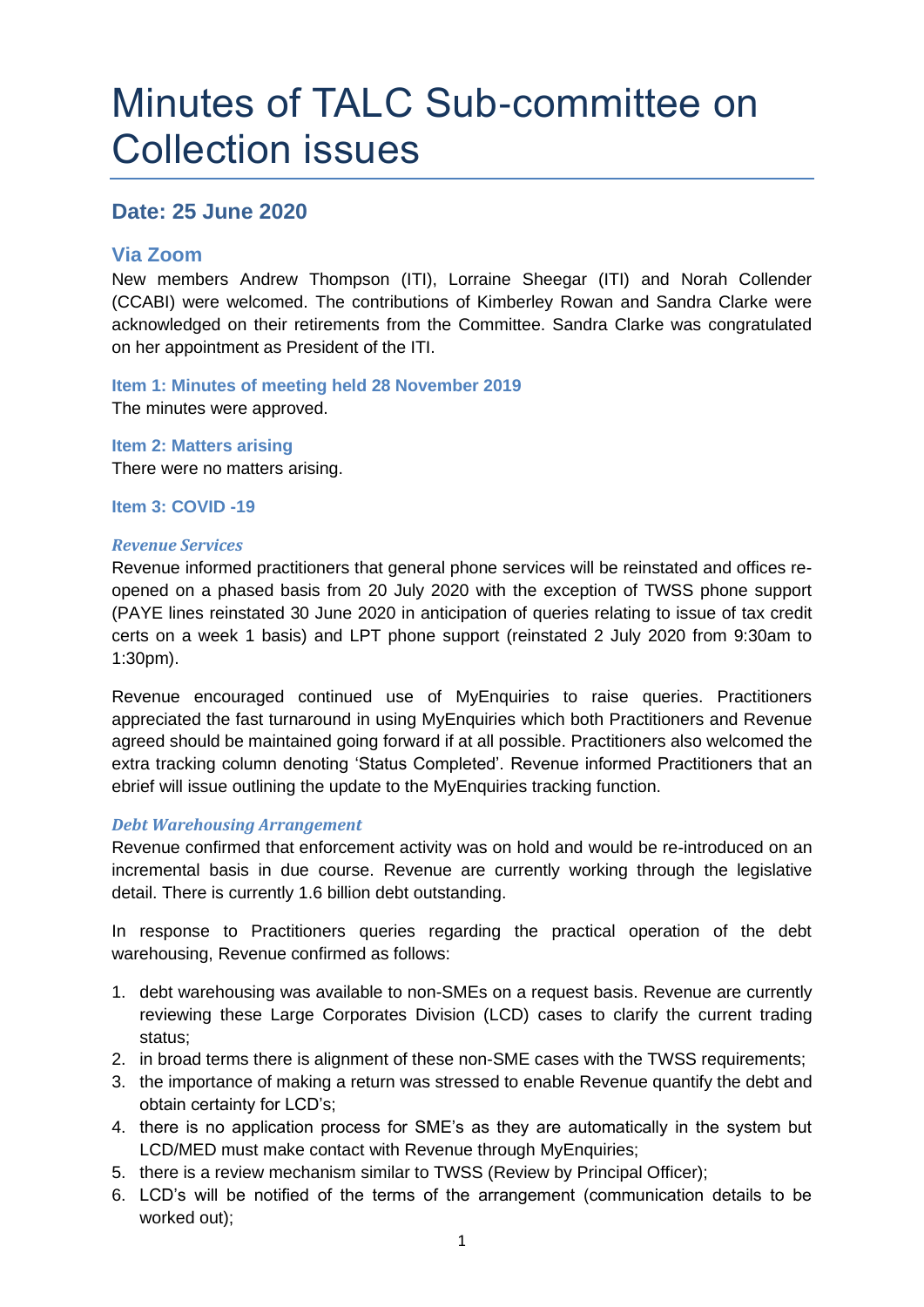# Minutes of TALC Sub-committee on Collection issues

## Date: 25 June 2020

## Via Zoom

New members Andrew Thompson (ITI), Lorraine Sheegar (ITI) and Norah Collender (CCABI) were welcomed. The contributions of Kimberley Rowan and Sandra Clarke were acknowledged on their retirements from the Committee. Sandra Clarke was congratulated on her appointment as President of the ITI.

### Item 1: Minutes of meeting held 28 November 2019

The minutes were approved.

### Item 2: Matters arising

There were no matters arising.

### Item 3: COVID -19

#### *Revenue Services*

Revenue informed practitioners that general phone services will be reinstated and offices re-opened on a phased basis from 20 July 2020 with the exception of TWSS phone support (PAYE lines reinstated 30 June 2020 in anticipation of queries relating to issue of tax credit certs on a week 1 basis) and LPT phone support (reinstated 2 July 2020 from 9:30am to 1:30pm).

Revenue encouraged continued use of MyEnquiries to raise queries. Practitioners appreciated the fast turnaround in using MyEnquiries which both Practitioners and Revenue agreed should be maintained going forward if at all possible. Practitioners also welcomed the extra tracking column denoting 'Status Completed'. Revenue informed Practitioners that an ebrief will issue outlining the update to the MyEnquiries tracking function.

#### *Debt Warehousing Arrangement*

Revenue confirmed that enforcement activity was on hold and would be re-introduced on an incremental basis in due course. Revenue are currently working through the legislative detail. There is currently 1.6 billion debt outstanding.

In response to Practitioners queries regarding the practical operation of the debt warehousing, Revenue confirmed as follows:

1. debt warehousing was available to non-SMEs on a request basis. Revenue are currently reviewing these Large Corporates Division (LCD) cases to clarify the current trading status;
2. in broad terms there is alignment of these non-SME cases with the TWSS requirements;
3. the importance of making a return was stressed to enable Revenue quantify the debt and obtain certainty for LCD's;
4. there is no application process for SME's as they are automatically in the system but LCD/MED must make contact with Revenue through MyEnquiries;
5. there is a review mechanism similar to TWSS (Review by Principal Officer);
6. LCD's will be notified of the terms of the arrangement (communication details to be worked out);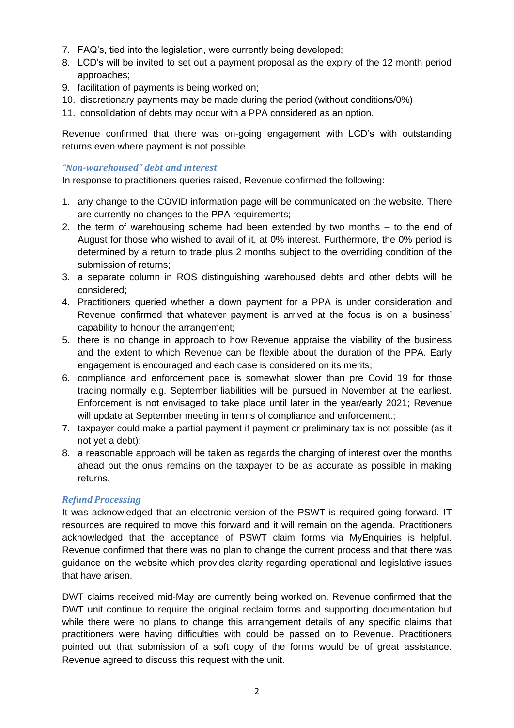7. FAQ's, tied into the legislation, were currently being developed;
8. LCD's will be invited to set out a payment proposal as the expiry of the 12 month period approaches;
9. facilitation of payments is being worked on;
10. discretionary payments may be made during the period (without conditions/0%)
11. consolidation of debts may occur with a PPA considered as an option.

Revenue confirmed that there was on-going engagement with LCD's with outstanding returns even where payment is not possible.

### *"Non-warehoused" debt and interest*

In response to practitioners queries raised, Revenue confirmed the following:

1. any change to the COVID information page will be communicated on the website. There are currently no changes to the PPA requirements;
2. the term of warehousing scheme had been extended by two months – to the end of August for those who wished to avail of it, at 0% interest. Furthermore, the 0% period is determined by a return to trade plus 2 months subject to the overriding condition of the submission of returns;
3. a separate column in ROS distinguishing warehoused debts and other debts will be considered;
4. Practitioners queried whether a down payment for a PPA is under consideration and Revenue confirmed that whatever payment is arrived at the focus is on a business' capability to honour the arrangement;
5. there is no change in approach to how Revenue appraise the viability of the business and the extent to which Revenue can be flexible about the duration of the PPA. Early engagement is encouraged and each case is considered on its merits;
6. compliance and enforcement pace is somewhat slower than pre Covid 19 for those trading normally e.g. September liabilities will be pursued in November at the earliest. Enforcement is not envisaged to take place until later in the year/early 2021; Revenue will update at September meeting in terms of compliance and enforcement.;
7. taxpayer could make a partial payment if payment or preliminary tax is not possible (as it not yet a debt);
8. a reasonable approach will be taken as regards the charging of interest over the months ahead but the onus remains on the taxpayer to be as accurate as possible in making returns.

### *Refund Processing*

It was acknowledged that an electronic version of the PSWT is required going forward. IT resources are required to move this forward and it will remain on the agenda. Practitioners acknowledged that the acceptance of PSWT claim forms via MyEnquiries is helpful. Revenue confirmed that there was no plan to change the current process and that there was guidance on the website which provides clarity regarding operational and legislative issues that have arisen.

DWT claims received mid-May are currently being worked on. Revenue confirmed that the DWT unit continue to require the original reclaim forms and supporting documentation but while there were no plans to change this arrangement details of any specific claims that practitioners were having difficulties with could be passed on to Revenue. Practitioners pointed out that submission of a soft copy of the forms would be of great assistance. Revenue agreed to discuss this request with the unit.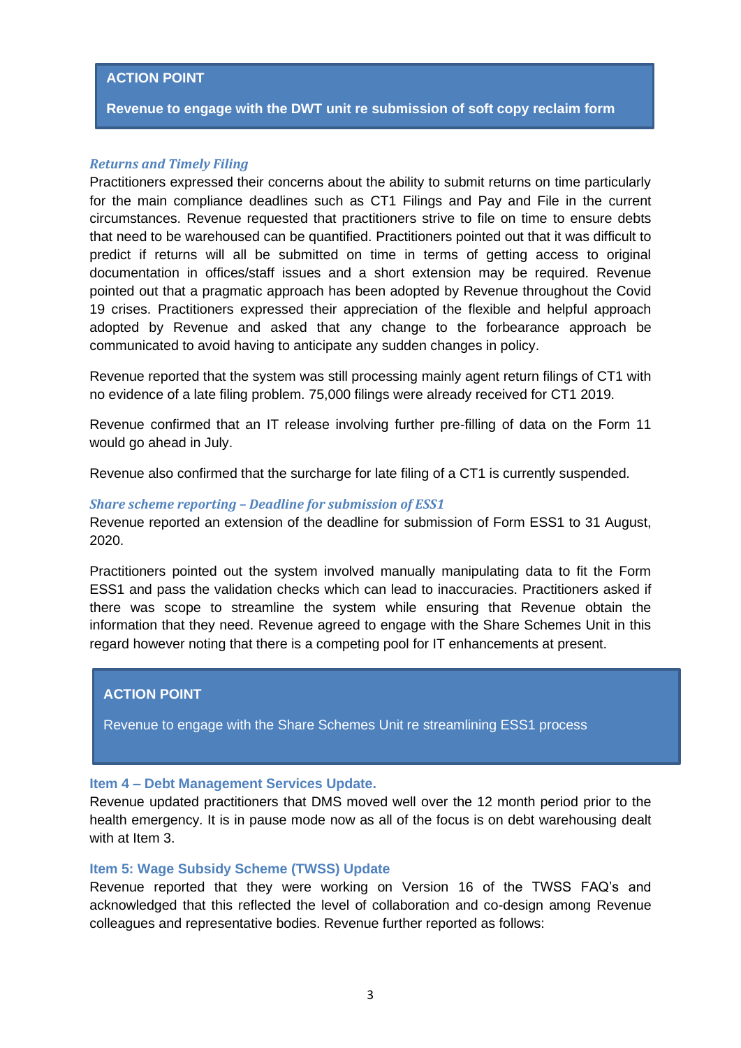> **ACTION POINT**
>
> **Revenue to engage with the DWT unit re submission of soft copy reclaim form**

### *Returns and Timely Filing*

Practitioners expressed their concerns about the ability to submit returns on time particularly for the main compliance deadlines such as CT1 Filings and Pay and File in the current circumstances. Revenue requested that practitioners strive to file on time to ensure debts that need to be warehoused can be quantified. Practitioners pointed out that it was difficult to predict if returns will all be submitted on time in terms of getting access to original documentation in offices/staff issues and a short extension may be required. Revenue pointed out that a pragmatic approach has been adopted by Revenue throughout the Covid 19 crises. Practitioners expressed their appreciation of the flexible and helpful approach adopted by Revenue and asked that any change to the forbearance approach be communicated to avoid having to anticipate any sudden changes in policy.

Revenue reported that the system was still processing mainly agent return filings of CT1 with no evidence of a late filing problem. 75,000 filings were already received for CT1 2019.

Revenue confirmed that an IT release involving further pre-filling of data on the Form 11 would go ahead in July.

Revenue also confirmed that the surcharge for late filing of a CT1 is currently suspended.

### *Share scheme reporting – Deadline for submission of ESS1*

Revenue reported an extension of the deadline for submission of Form ESS1 to 31 August, 2020.

Practitioners pointed out the system involved manually manipulating data to fit the Form ESS1 and pass the validation checks which can lead to inaccuracies. Practitioners asked if there was scope to streamline the system while ensuring that Revenue obtain the information that they need. Revenue agreed to engage with the Share Schemes Unit in this regard however noting that there is a competing pool for IT enhancements at present.

> **ACTION POINT**
>
> Revenue to engage with the Share Schemes Unit re streamlining ESS1 process

### Item 4 – Debt Management Services Update.

Revenue updated practitioners that DMS moved well over the 12 month period prior to the health emergency. It is in pause mode now as all of the focus is on debt warehousing dealt with at Item 3.

### Item 5: Wage Subsidy Scheme (TWSS) Update

Revenue reported that they were working on Version 16 of the TWSS FAQ's and acknowledged that this reflected the level of collaboration and co-design among Revenue colleagues and representative bodies. Revenue further reported as follows: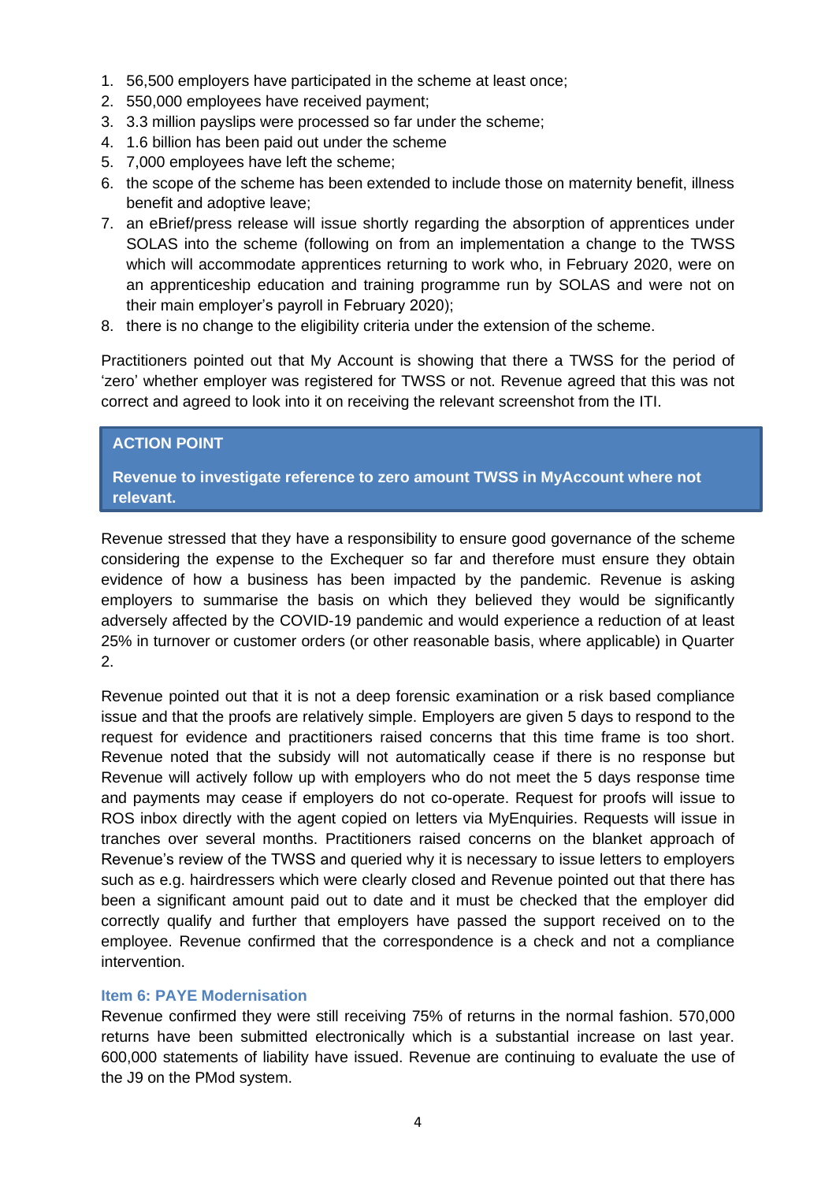1. 56,500 employers have participated in the scheme at least once;
2. 550,000 employees have received payment;
3. 3.3 million payslips were processed so far under the scheme;
4. 1.6 billion has been paid out under the scheme
5. 7,000 employees have left the scheme;
6. the scope of the scheme has been extended to include those on maternity benefit, illness benefit and adoptive leave;
7. an eBrief/press release will issue shortly regarding the absorption of apprentices under SOLAS into the scheme (following on from an implementation a change to the TWSS which will accommodate apprentices returning to work who, in February 2020, were on an apprenticeship education and training programme run by SOLAS and were not on their main employer's payroll in February 2020);
8. there is no change to the eligibility criteria under the extension of the scheme.

Practitioners pointed out that My Account is showing that there a TWSS for the period of 'zero' whether employer was registered for TWSS or not. Revenue agreed that this was not correct and agreed to look into it on receiving the relevant screenshot from the ITI.

> **ACTION POINT**
>
> **Revenue to investigate reference to zero amount TWSS in MyAccount where not relevant.**

Revenue stressed that they have a responsibility to ensure good governance of the scheme considering the expense to the Exchequer so far and therefore must ensure they obtain evidence of how a business has been impacted by the pandemic. Revenue is asking employers to summarise the basis on which they believed they would be significantly adversely affected by the COVID-19 pandemic and would experience a reduction of at least 25% in turnover or customer orders (or other reasonable basis, where applicable) in Quarter 2.

Revenue pointed out that it is not a deep forensic examination or a risk based compliance issue and that the proofs are relatively simple. Employers are given 5 days to respond to the request for evidence and practitioners raised concerns that this time frame is too short. Revenue noted that the subsidy will not automatically cease if there is no response but Revenue will actively follow up with employers who do not meet the 5 days response time and payments may cease if employers do not co-operate. Request for proofs will issue to ROS inbox directly with the agent copied on letters via MyEnquiries. Requests will issue in tranches over several months. Practitioners raised concerns on the blanket approach of Revenue's review of the TWSS and queried why it is necessary to issue letters to employers such as e.g. hairdressers which were clearly closed and Revenue pointed out that there has been a significant amount paid out to date and it must be checked that the employer did correctly qualify and further that employers have passed the support received on to the employee. Revenue confirmed that the correspondence is a check and not a compliance intervention.

### Item 6: PAYE Modernisation

Revenue confirmed they were still receiving 75% of returns in the normal fashion. 570,000 returns have been submitted electronically which is a substantial increase on last year. 600,000 statements of liability have issued. Revenue are continuing to evaluate the use of the J9 on the PMod system.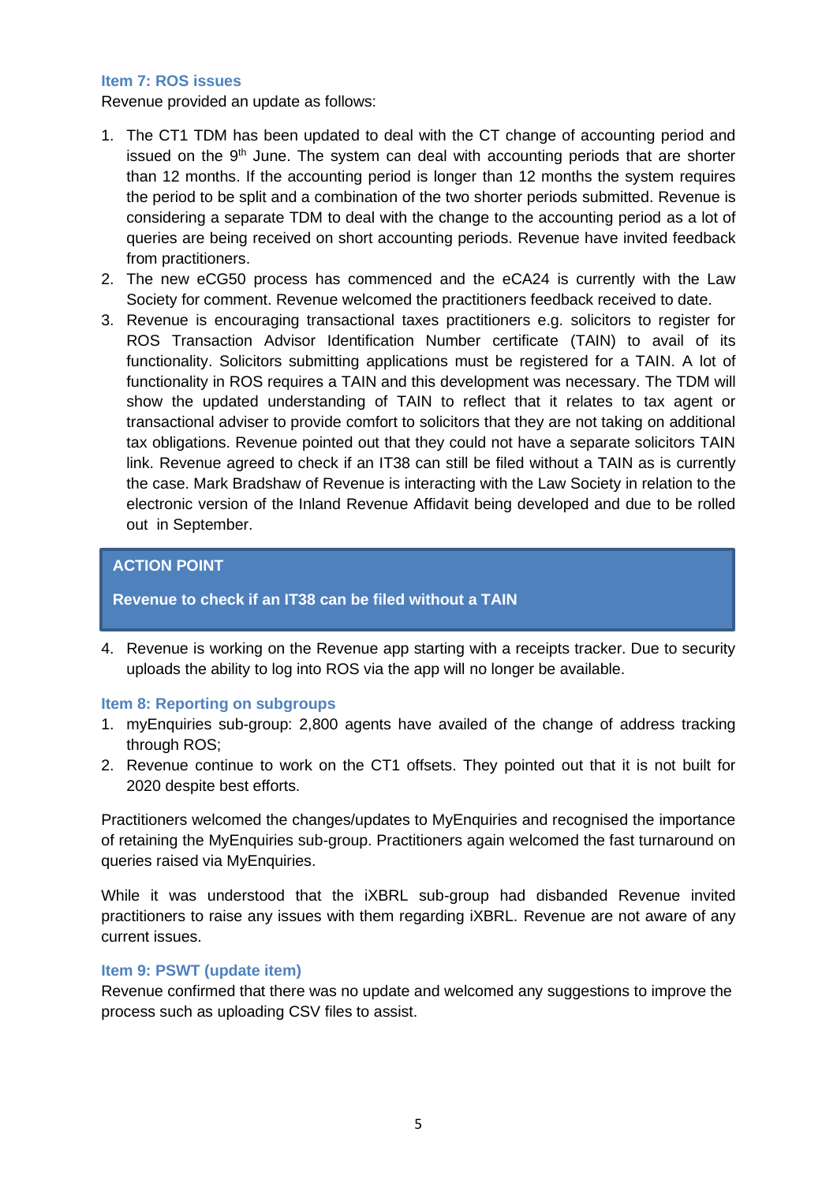### Item 7: ROS issues

Revenue provided an update as follows:

1. The CT1 TDM has been updated to deal with the CT change of accounting period and issued on the 9th June. The system can deal with accounting periods that are shorter than 12 months. If the accounting period is longer than 12 months the system requires the period to be split and a combination of the two shorter periods submitted. Revenue is considering a separate TDM to deal with the change to the accounting period as a lot of queries are being received on short accounting periods. Revenue have invited feedback from practitioners.
2. The new eCG50 process has commenced and the eCA24 is currently with the Law Society for comment. Revenue welcomed the practitioners feedback received to date.
3. Revenue is encouraging transactional taxes practitioners e.g. solicitors to register for ROS Transaction Advisor Identification Number certificate (TAIN) to avail of its functionality. Solicitors submitting applications must be registered for a TAIN. A lot of functionality in ROS requires a TAIN and this development was necessary. The TDM will show the updated understanding of TAIN to reflect that it relates to tax agent or transactional adviser to provide comfort to solicitors that they are not taking on additional tax obligations. Revenue pointed out that they could not have a separate solicitors TAIN link. Revenue agreed to check if an IT38 can still be filed without a TAIN as is currently the case. Mark Bradshaw of Revenue is interacting with the Law Society in relation to the electronic version of the Inland Revenue Affidavit being developed and due to be rolled out in September.

> **ACTION POINT**
>
> **Revenue to check if an IT38 can be filed without a TAIN**

4. Revenue is working on the Revenue app starting with a receipts tracker. Due to security uploads the ability to log into ROS via the app will no longer be available.

### Item 8: Reporting on subgroups

1. myEnquiries sub-group: 2,800 agents have availed of the change of address tracking through ROS;
2. Revenue continue to work on the CT1 offsets. They pointed out that it is not built for 2020 despite best efforts.

Practitioners welcomed the changes/updates to MyEnquiries and recognised the importance of retaining the MyEnquiries sub-group. Practitioners again welcomed the fast turnaround on queries raised via MyEnquiries.

While it was understood that the iXBRL sub-group had disbanded Revenue invited practitioners to raise any issues with them regarding iXBRL. Revenue are not aware of any current issues.

### Item 9: PSWT (update item)

Revenue confirmed that there was no update and welcomed any suggestions to improve the process such as uploading CSV files to assist.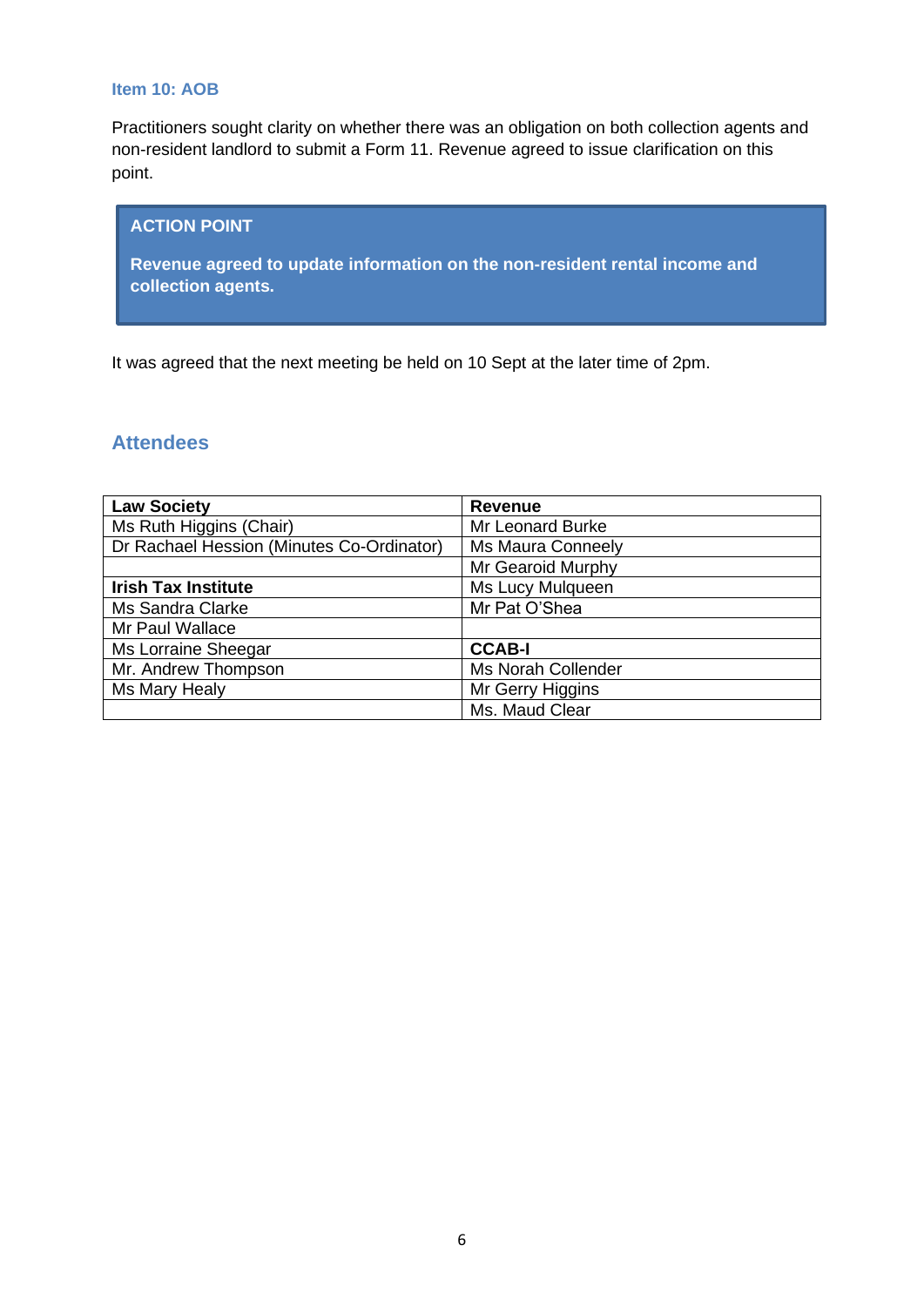### Item 10: AOB

Practitioners sought clarity on whether there was an obligation on both collection agents and non-resident landlord to submit a Form 11. Revenue agreed to issue clarification on this point.

> **ACTION POINT**
>
> **Revenue agreed to update information on the non-resident rental income and collection agents.**

It was agreed that the next meeting be held on 10 Sept at the later time of 2pm.

## Attendees

| **Law Society** | **Revenue** |
|---|---|
| Ms Ruth Higgins (Chair) | Mr Leonard Burke |
| Dr Rachael Hession (Minutes Co-Ordinator) | Ms Maura Conneely |
| | Mr Gearoid Murphy |
| **Irish Tax Institute** | Ms Lucy Mulqueen |
| Ms Sandra Clarke | Mr Pat O'Shea |
| Mr Paul Wallace | |
| Ms Lorraine Sheegar | **CCAB-I** |
| Mr. Andrew Thompson | Ms Norah Collender |
| Ms Mary Healy | Mr Gerry Higgins |
| | Ms. Maud Clear |